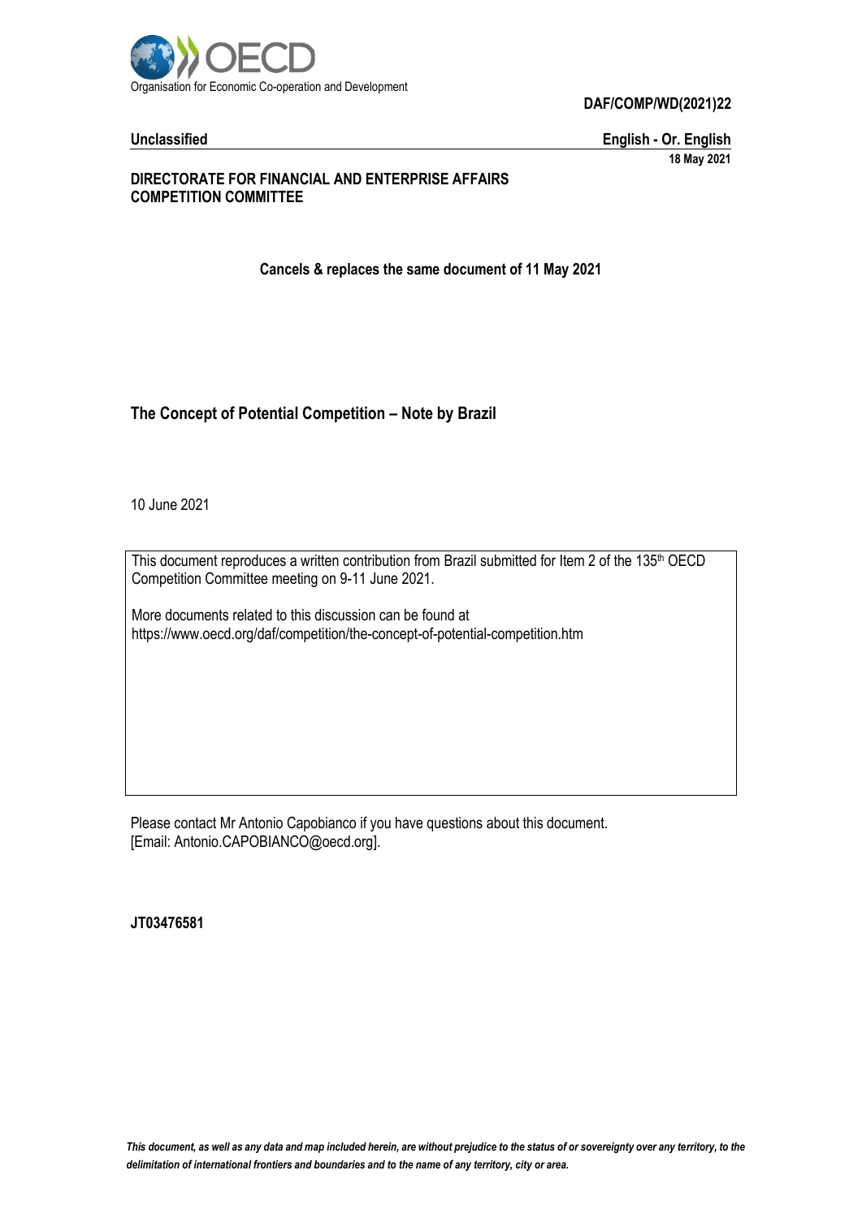Organisation for Economic Co-operation and Development

**DAF/COMP/WD(2021)22**

**Unclassified** | **English - Or. English**

**18 May 2021**

**DIRECTORATE FOR FINANCIAL AND ENTERPRISE AFFAIRS**
**COMPETITION COMMITTEE**

**Cancels & replaces the same document of 11 May 2021**

# The Concept of Potential Competition – Note by Brazil

10 June 2021

This document reproduces a written contribution from Brazil submitted for Item 2 of the 135th OECD Competition Committee meeting on 9-11 June 2021.

More documents related to this discussion can be found at
https://www.oecd.org/daf/competition/the-concept-of-potential-competition.htm

Please contact Mr Antonio Capobianco if you have questions about this document.
[Email: Antonio.CAPOBIANCO@oecd.org].

**JT03476581**

*This document, as well as any data and map included herein, are without prejudice to the status of or sovereignty over any territory, to the delimitation of international frontiers and boundaries and to the name of any territory, city or area.*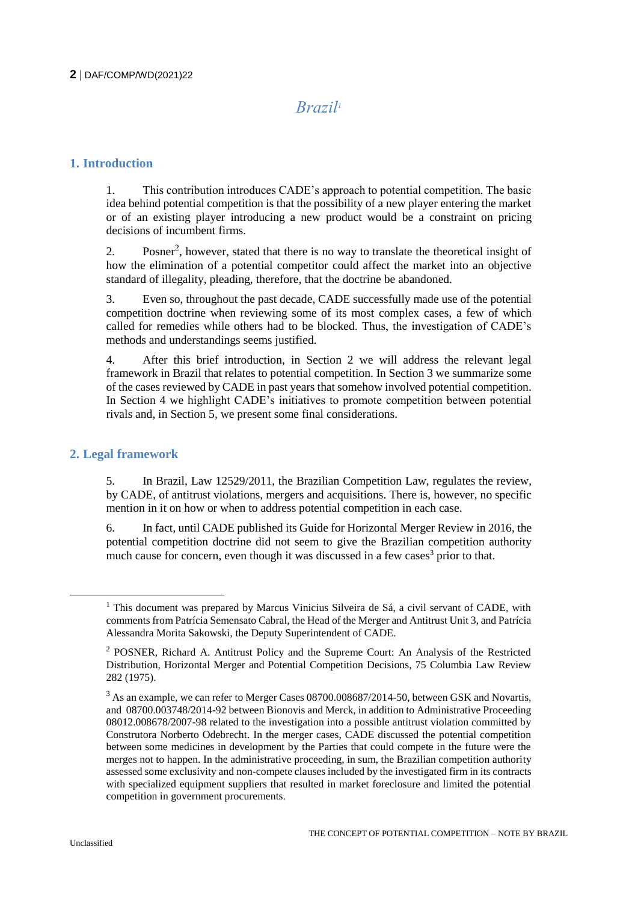# *Brazil*[1]

## 1. Introduction

1. This contribution introduces CADE's approach to potential competition. The basic idea behind potential competition is that the possibility of a new player entering the market or of an existing player introducing a new product would be a constraint on pricing decisions of incumbent firms.

2. Posner[2], however, stated that there is no way to translate the theoretical insight of how the elimination of a potential competitor could affect the market into an objective standard of illegality, pleading, therefore, that the doctrine be abandoned.

3. Even so, throughout the past decade, CADE successfully made use of the potential competition doctrine when reviewing some of its most complex cases, a few of which called for remedies while others had to be blocked. Thus, the investigation of CADE's methods and understandings seems justified.

4. After this brief introduction, in Section 2 we will address the relevant legal framework in Brazil that relates to potential competition. In Section 3 we summarize some of the cases reviewed by CADE in past years that somehow involved potential competition. In Section 4 we highlight CADE's initiatives to promote competition between potential rivals and, in Section 5, we present some final considerations.

## 2. Legal framework

5. In Brazil, Law 12529/2011, the Brazilian Competition Law, regulates the review, by CADE, of antitrust violations, mergers and acquisitions. There is, however, no specific mention in it on how or when to address potential competition in each case.

6. In fact, until CADE published its Guide for Horizontal Merger Review in 2016, the potential competition doctrine did not seem to give the Brazilian competition authority much cause for concern, even though it was discussed in a few cases[3] prior to that.

---

[1] This document was prepared by Marcus Vinicius Silveira de Sá, a civil servant of CADE, with comments from Patrícia Semensato Cabral, the Head of the Merger and Antitrust Unit 3, and Patrícia Alessandra Morita Sakowski, the Deputy Superintendent of CADE.

[2] POSNER, Richard A. Antitrust Policy and the Supreme Court: An Analysis of the Restricted Distribution, Horizontal Merger and Potential Competition Decisions, 75 Columbia Law Review 282 (1975).

[3] As an example, we can refer to Merger Cases 08700.008687/2014-50, between GSK and Novartis, and 08700.003748/2014-92 between Bionovis and Merck, in addition to Administrative Proceeding 08012.008678/2007-98 related to the investigation into a possible antitrust violation committed by Construtora Norberto Odebrecht. In the merger cases, CADE discussed the potential competition between some medicines in development by the Parties that could compete in the future were the merges not to happen. In the administrative proceeding, in sum, the Brazilian competition authority assessed some exclusivity and non-compete clauses included by the investigated firm in its contracts with specialized equipment suppliers that resulted in market foreclosure and limited the potential competition in government procurements.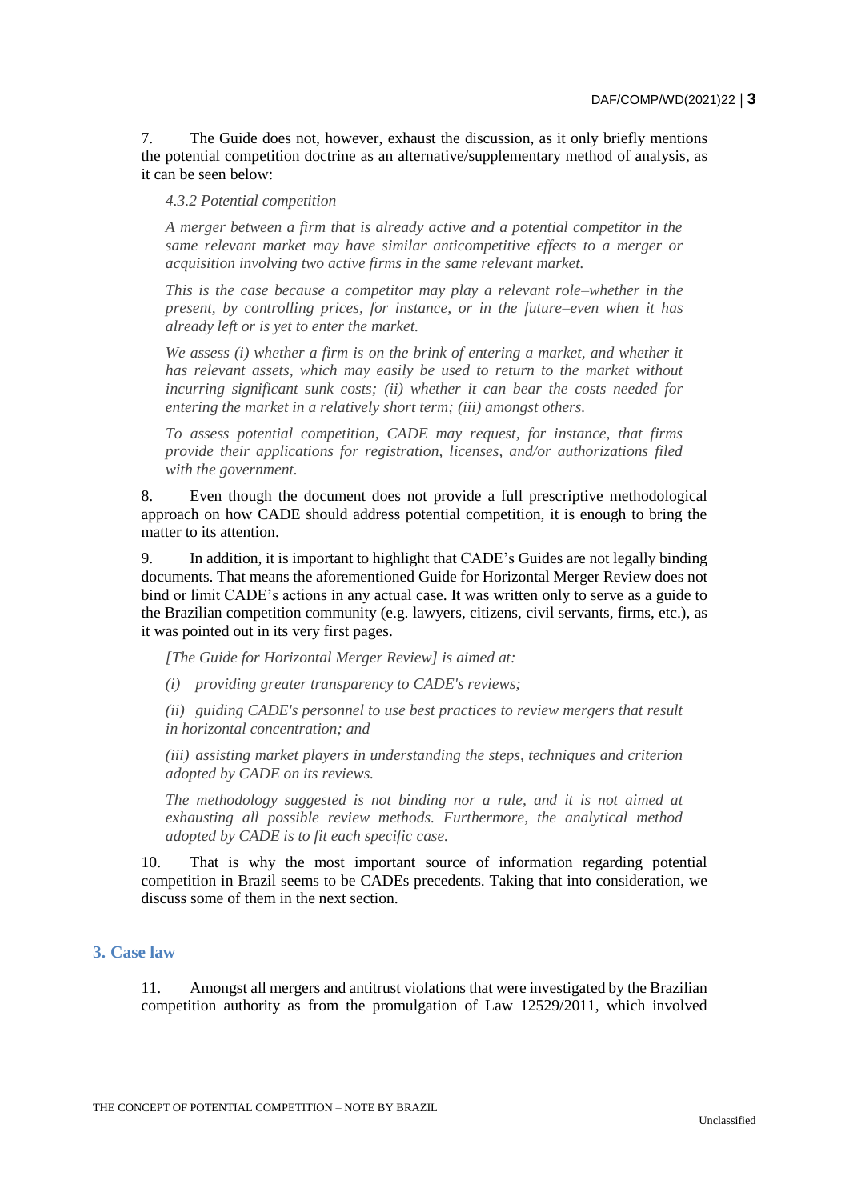7. The Guide does not, however, exhaust the discussion, as it only briefly mentions the potential competition doctrine as an alternative/supplementary method of analysis, as it can be seen below:

> *4.3.2 Potential competition*
>
> *A merger between a firm that is already active and a potential competitor in the same relevant market may have similar anticompetitive effects to a merger or acquisition involving two active firms in the same relevant market.*
>
> *This is the case because a competitor may play a relevant role–whether in the present, by controlling prices, for instance, or in the future–even when it has already left or is yet to enter the market.*
>
> *We assess (i) whether a firm is on the brink of entering a market, and whether it has relevant assets, which may easily be used to return to the market without incurring significant sunk costs; (ii) whether it can bear the costs needed for entering the market in a relatively short term; (iii) amongst others.*
>
> *To assess potential competition, CADE may request, for instance, that firms provide their applications for registration, licenses, and/or authorizations filed with the government.*

8. Even though the document does not provide a full prescriptive methodological approach on how CADE should address potential competition, it is enough to bring the matter to its attention.

9. In addition, it is important to highlight that CADE's Guides are not legally binding documents. That means the aforementioned Guide for Horizontal Merger Review does not bind or limit CADE's actions in any actual case. It was written only to serve as a guide to the Brazilian competition community (e.g. lawyers, citizens, civil servants, firms, etc.), as it was pointed out in its very first pages.

> *[The Guide for Horizontal Merger Review] is aimed at:*
>
> *(i) providing greater transparency to CADE's reviews;*
>
> *(ii) guiding CADE's personnel to use best practices to review mergers that result in horizontal concentration; and*
>
> *(iii) assisting market players in understanding the steps, techniques and criterion adopted by CADE on its reviews.*
>
> *The methodology suggested is not binding nor a rule, and it is not aimed at exhausting all possible review methods. Furthermore, the analytical method adopted by CADE is to fit each specific case.*

10. That is why the most important source of information regarding potential competition in Brazil seems to be CADEs precedents. Taking that into consideration, we discuss some of them in the next section.

## 3. Case law

11. Amongst all mergers and antitrust violations that were investigated by the Brazilian competition authority as from the promulgation of Law 12529/2011, which involved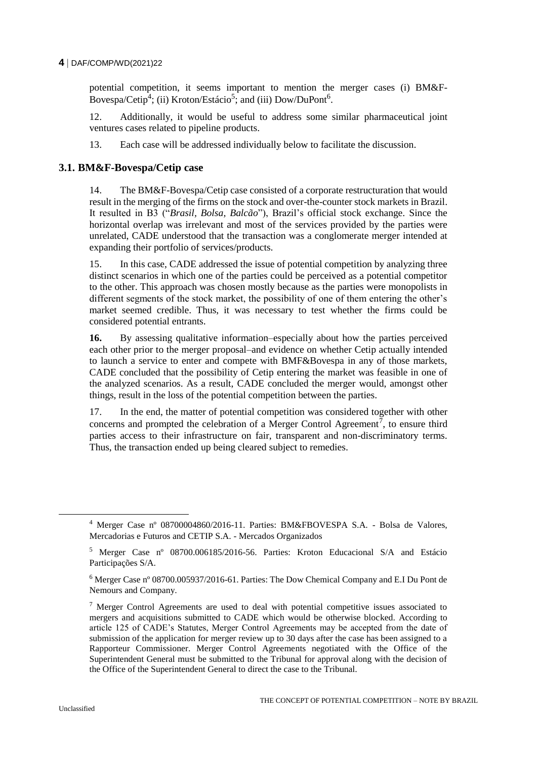potential competition, it seems important to mention the merger cases (i) BM&F-Bovespa/Cetip[4]; (ii) Kroton/Estácio[5]; and (iii) Dow/DuPont[6].

12. Additionally, it would be useful to address some similar pharmaceutical joint ventures cases related to pipeline products.

13. Each case will be addressed individually below to facilitate the discussion.

## 3.1. BM&F-Bovespa/Cetip case

14. The BM&F-Bovespa/Cetip case consisted of a corporate restructuration that would result in the merging of the firms on the stock and over-the-counter stock markets in Brazil. It resulted in B3 ("*Brasil, Bolsa, Balcão*"), Brazil's official stock exchange. Since the horizontal overlap was irrelevant and most of the services provided by the parties were unrelated, CADE understood that the transaction was a conglomerate merger intended at expanding their portfolio of services/products.

15. In this case, CADE addressed the issue of potential competition by analyzing three distinct scenarios in which one of the parties could be perceived as a potential competitor to the other. This approach was chosen mostly because as the parties were monopolists in different segments of the stock market, the possibility of one of them entering the other's market seemed credible. Thus, it was necessary to test whether the firms could be considered potential entrants.

**16.** By assessing qualitative information–especially about how the parties perceived each other prior to the merger proposal–and evidence on whether Cetip actually intended to launch a service to enter and compete with BMF&Bovespa in any of those markets, CADE concluded that the possibility of Cetip entering the market was feasible in one of the analyzed scenarios. As a result, CADE concluded the merger would, amongst other things, result in the loss of the potential competition between the parties.

17. In the end, the matter of potential competition was considered together with other concerns and prompted the celebration of a Merger Control Agreement[7], to ensure third parties access to their infrastructure on fair, transparent and non-discriminatory terms. Thus, the transaction ended up being cleared subject to remedies.

---

[4] Merger Case nº 08700004860/2016-11. Parties: BM&FBOVESPA S.A. - Bolsa de Valores, Mercadorias e Futuros and CETIP S.A. - Mercados Organizados

[5] Merger Case nº 08700.006185/2016-56. Parties: Kroton Educacional S/A and Estácio Participações S/A.

[6] Merger Case nº 08700.005937/2016-61. Parties: The Dow Chemical Company and E.I Du Pont de Nemours and Company.

[7] Merger Control Agreements are used to deal with potential competitive issues associated to mergers and acquisitions submitted to CADE which would be otherwise blocked. According to article 125 of CADE's Statutes, Merger Control Agreements may be accepted from the date of submission of the application for merger review up to 30 days after the case has been assigned to a Rapporteur Commissioner. Merger Control Agreements negotiated with the Office of the Superintendent General must be submitted to the Tribunal for approval along with the decision of the Office of the Superintendent General to direct the case to the Tribunal.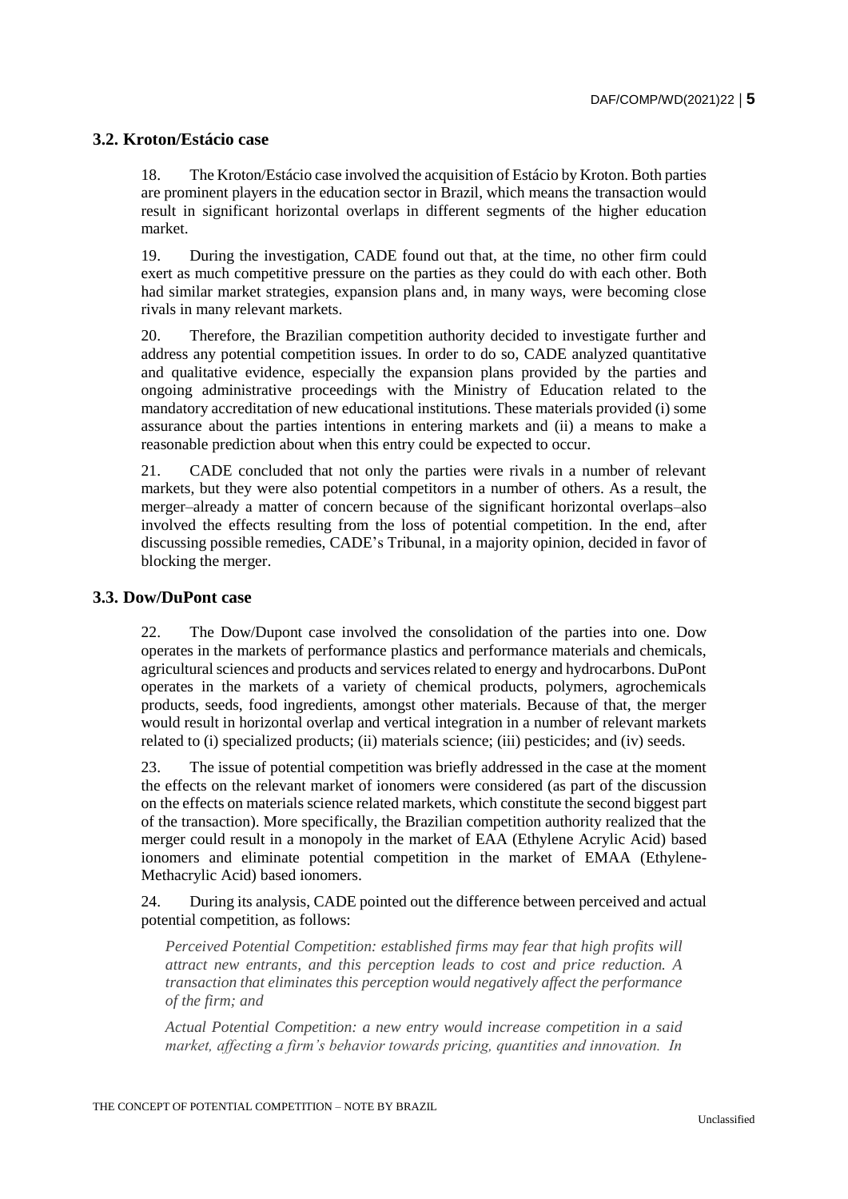### 3.2. Kroton/Estácio case

18. The Kroton/Estácio case involved the acquisition of Estácio by Kroton. Both parties are prominent players in the education sector in Brazil, which means the transaction would result in significant horizontal overlaps in different segments of the higher education market.

19. During the investigation, CADE found out that, at the time, no other firm could exert as much competitive pressure on the parties as they could do with each other. Both had similar market strategies, expansion plans and, in many ways, were becoming close rivals in many relevant markets.

20. Therefore, the Brazilian competition authority decided to investigate further and address any potential competition issues. In order to do so, CADE analyzed quantitative and qualitative evidence, especially the expansion plans provided by the parties and ongoing administrative proceedings with the Ministry of Education related to the mandatory accreditation of new educational institutions. These materials provided (i) some assurance about the parties intentions in entering markets and (ii) a means to make a reasonable prediction about when this entry could be expected to occur.

21. CADE concluded that not only the parties were rivals in a number of relevant markets, but they were also potential competitors in a number of others. As a result, the merger–already a matter of concern because of the significant horizontal overlaps–also involved the effects resulting from the loss of potential competition. In the end, after discussing possible remedies, CADE's Tribunal, in a majority opinion, decided in favor of blocking the merger.

### 3.3. Dow/DuPont case

22. The Dow/Dupont case involved the consolidation of the parties into one. Dow operates in the markets of performance plastics and performance materials and chemicals, agricultural sciences and products and services related to energy and hydrocarbons. DuPont operates in the markets of a variety of chemical products, polymers, agrochemicals products, seeds, food ingredients, amongst other materials. Because of that, the merger would result in horizontal overlap and vertical integration in a number of relevant markets related to (i) specialized products; (ii) materials science; (iii) pesticides; and (iv) seeds.

23. The issue of potential competition was briefly addressed in the case at the moment the effects on the relevant market of ionomers were considered (as part of the discussion on the effects on materials science related markets, which constitute the second biggest part of the transaction). More specifically, the Brazilian competition authority realized that the merger could result in a monopoly in the market of EAA (Ethylene Acrylic Acid) based ionomers and eliminate potential competition in the market of EMAA (Ethylene-Methacrylic Acid) based ionomers.

24. During its analysis, CADE pointed out the difference between perceived and actual potential competition, as follows:

> *Perceived Potential Competition: established firms may fear that high profits will attract new entrants, and this perception leads to cost and price reduction. A transaction that eliminates this perception would negatively affect the performance of the firm; and*
>
> *Actual Potential Competition: a new entry would increase competition in a said market, affecting a firm's behavior towards pricing, quantities and innovation. In*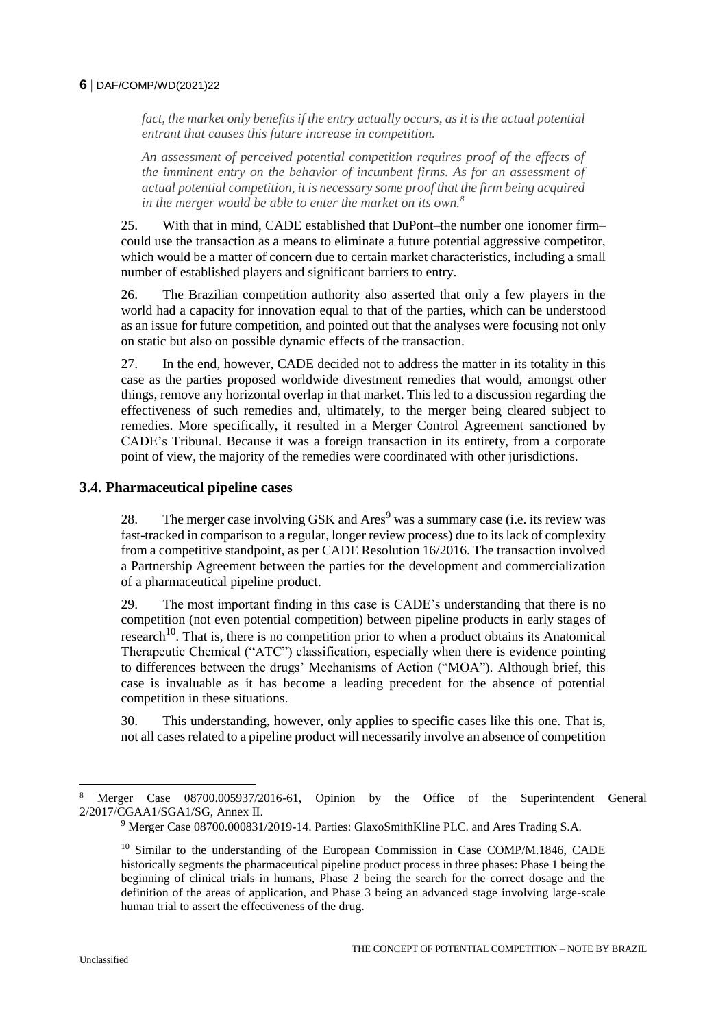*fact, the market only benefits if the entry actually occurs, as it is the actual potential entrant that causes this future increase in competition.*

*An assessment of perceived potential competition requires proof of the effects of the imminent entry on the behavior of incumbent firms. As for an assessment of actual potential competition, it is necessary some proof that the firm being acquired in the merger would be able to enter the market on its own.*[8]

25. With that in mind, CADE established that DuPont–the number one ionomer firm–could use the transaction as a means to eliminate a future potential aggressive competitor, which would be a matter of concern due to certain market characteristics, including a small number of established players and significant barriers to entry.

26. The Brazilian competition authority also asserted that only a few players in the world had a capacity for innovation equal to that of the parties, which can be understood as an issue for future competition, and pointed out that the analyses were focusing not only on static but also on possible dynamic effects of the transaction.

27. In the end, however, CADE decided not to address the matter in its totality in this case as the parties proposed worldwide divestment remedies that would, amongst other things, remove any horizontal overlap in that market. This led to a discussion regarding the effectiveness of such remedies and, ultimately, to the merger being cleared subject to remedies. More specifically, it resulted in a Merger Control Agreement sanctioned by CADE's Tribunal. Because it was a foreign transaction in its entirety, from a corporate point of view, the majority of the remedies were coordinated with other jurisdictions.

### 3.4. Pharmaceutical pipeline cases

28. The merger case involving GSK and Ares[9] was a summary case (i.e. its review was fast-tracked in comparison to a regular, longer review process) due to its lack of complexity from a competitive standpoint, as per CADE Resolution 16/2016. The transaction involved a Partnership Agreement between the parties for the development and commercialization of a pharmaceutical pipeline product.

29. The most important finding in this case is CADE's understanding that there is no competition (not even potential competition) between pipeline products in early stages of research[10]. That is, there is no competition prior to when a product obtains its Anatomical Therapeutic Chemical ("ATC") classification, especially when there is evidence pointing to differences between the drugs' Mechanisms of Action ("MOA"). Although brief, this case is invaluable as it has become a leading precedent for the absence of potential competition in these situations.

30. This understanding, however, only applies to specific cases like this one. That is, not all cases related to a pipeline product will necessarily involve an absence of competition

---

[8] Merger Case 08700.005937/2016-61, Opinion by the Office of the Superintendent General 2/2017/CGAA1/SGA1/SG, Annex II.

[9] Merger Case 08700.000831/2019-14. Parties: GlaxoSmithKline PLC. and Ares Trading S.A.

[10] Similar to the understanding of the European Commission in Case COMP/M.1846, CADE historically segments the pharmaceutical pipeline product process in three phases: Phase 1 being the beginning of clinical trials in humans, Phase 2 being the search for the correct dosage and the definition of the areas of application, and Phase 3 being an advanced stage involving large-scale human trial to assert the effectiveness of the drug.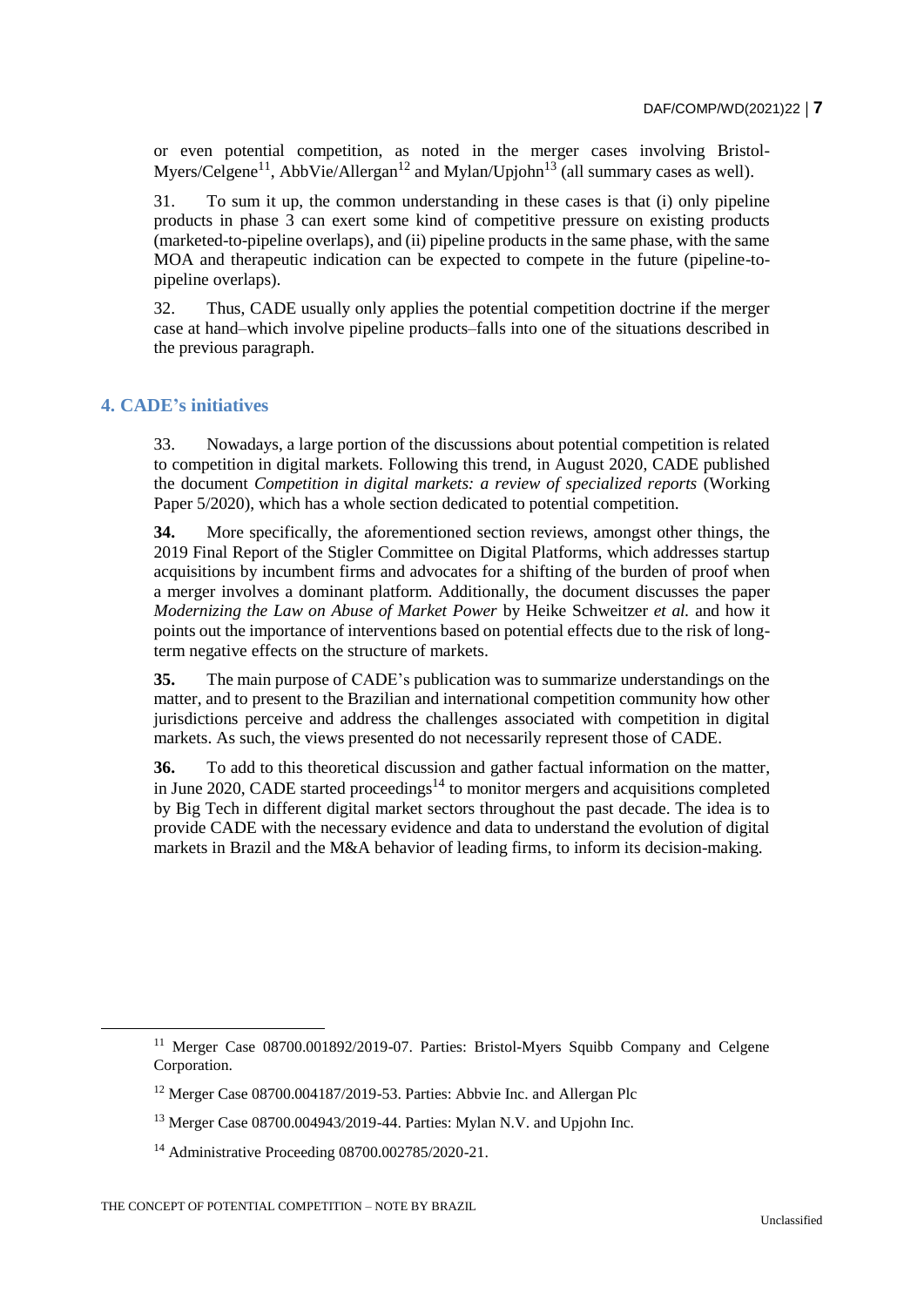or even potential competition, as noted in the merger cases involving Bristol-Myers/Celgene[11], AbbVie/Allergan[12] and Mylan/Upjohn[13] (all summary cases as well).

31. To sum it up, the common understanding in these cases is that (i) only pipeline products in phase 3 can exert some kind of competitive pressure on existing products (marketed-to-pipeline overlaps), and (ii) pipeline products in the same phase, with the same MOA and therapeutic indication can be expected to compete in the future (pipeline-to-pipeline overlaps).

32. Thus, CADE usually only applies the potential competition doctrine if the merger case at hand–which involve pipeline products–falls into one of the situations described in the previous paragraph.

## 4. CADE's initiatives

33. Nowadays, a large portion of the discussions about potential competition is related to competition in digital markets. Following this trend, in August 2020, CADE published the document *Competition in digital markets: a review of specialized reports* (Working Paper 5/2020), which has a whole section dedicated to potential competition.

**34.** More specifically, the aforementioned section reviews, amongst other things, the 2019 Final Report of the Stigler Committee on Digital Platforms, which addresses startup acquisitions by incumbent firms and advocates for a shifting of the burden of proof when a merger involves a dominant platform. Additionally, the document discusses the paper *Modernizing the Law on Abuse of Market Power* by Heike Schweitzer *et al.* and how it points out the importance of interventions based on potential effects due to the risk of long-term negative effects on the structure of markets.

**35.** The main purpose of CADE's publication was to summarize understandings on the matter, and to present to the Brazilian and international competition community how other jurisdictions perceive and address the challenges associated with competition in digital markets. As such, the views presented do not necessarily represent those of CADE.

**36.** To add to this theoretical discussion and gather factual information on the matter, in June 2020, CADE started proceedings[14] to monitor mergers and acquisitions completed by Big Tech in different digital market sectors throughout the past decade. The idea is to provide CADE with the necessary evidence and data to understand the evolution of digital markets in Brazil and the M&A behavior of leading firms, to inform its decision-making.

---

[11] Merger Case 08700.001892/2019-07. Parties: Bristol-Myers Squibb Company and Celgene Corporation.

[12] Merger Case 08700.004187/2019-53. Parties: Abbvie Inc. and Allergan Plc

[13] Merger Case 08700.004943/2019-44. Parties: Mylan N.V. and Upjohn Inc.

[14] Administrative Proceeding 08700.002785/2020-21.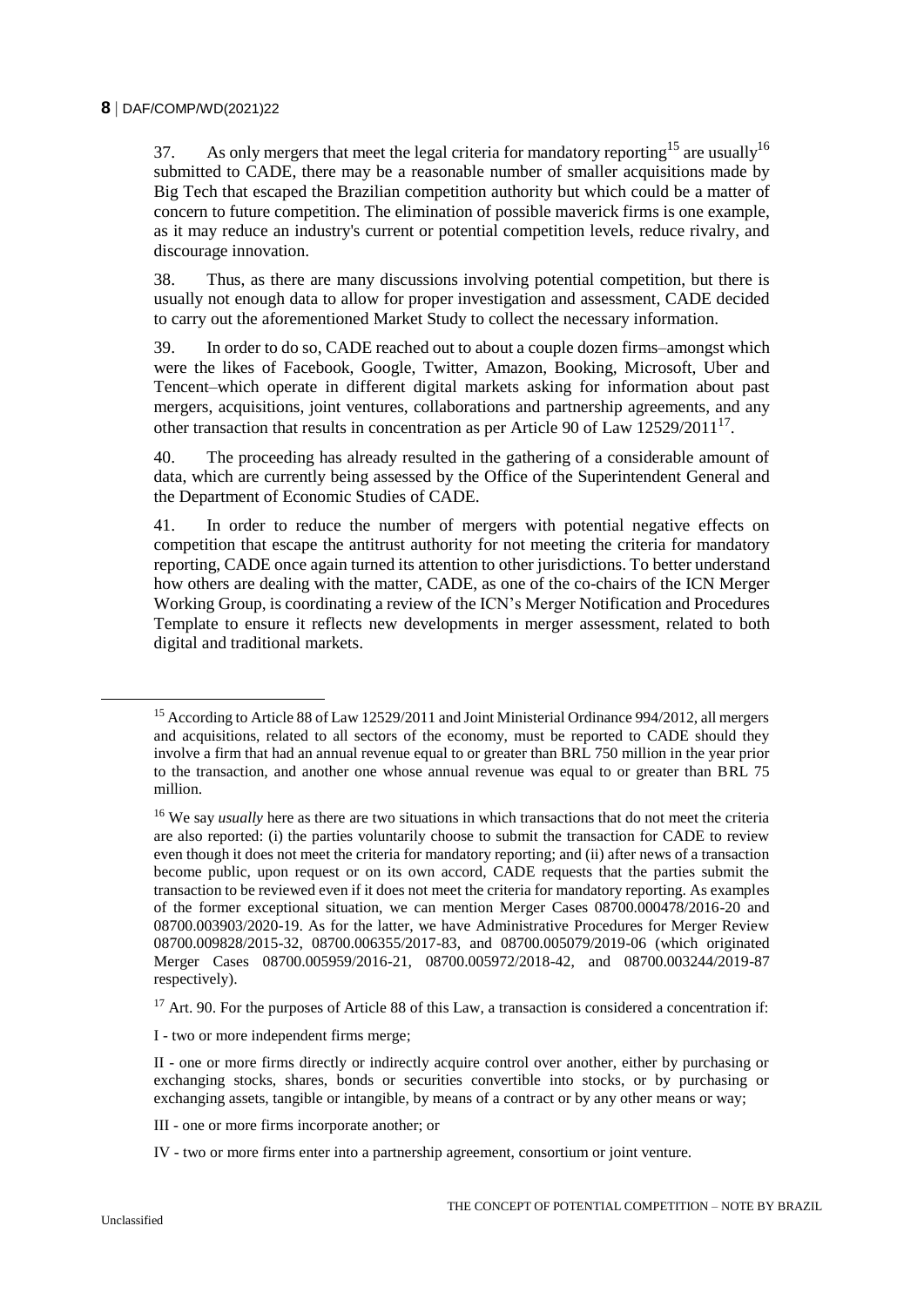37. As only mergers that meet the legal criteria for mandatory reporting[15] are usually[16] submitted to CADE, there may be a reasonable number of smaller acquisitions made by Big Tech that escaped the Brazilian competition authority but which could be a matter of concern to future competition. The elimination of possible maverick firms is one example, as it may reduce an industry's current or potential competition levels, reduce rivalry, and discourage innovation.

38. Thus, as there are many discussions involving potential competition, but there is usually not enough data to allow for proper investigation and assessment, CADE decided to carry out the aforementioned Market Study to collect the necessary information.

39. In order to do so, CADE reached out to about a couple dozen firms–amongst which were the likes of Facebook, Google, Twitter, Amazon, Booking, Microsoft, Uber and Tencent–which operate in different digital markets asking for information about past mergers, acquisitions, joint ventures, collaborations and partnership agreements, and any other transaction that results in concentration as per Article 90 of Law 12529/2011[17].

40. The proceeding has already resulted in the gathering of a considerable amount of data, which are currently being assessed by the Office of the Superintendent General and the Department of Economic Studies of CADE.

41. In order to reduce the number of mergers with potential negative effects on competition that escape the antitrust authority for not meeting the criteria for mandatory reporting, CADE once again turned its attention to other jurisdictions. To better understand how others are dealing with the matter, CADE, as one of the co-chairs of the ICN Merger Working Group, is coordinating a review of the ICN's Merger Notification and Procedures Template to ensure it reflects new developments in merger assessment, related to both digital and traditional markets.

---

[15] According to Article 88 of Law 12529/2011 and Joint Ministerial Ordinance 994/2012, all mergers and acquisitions, related to all sectors of the economy, must be reported to CADE should they involve a firm that had an annual revenue equal to or greater than BRL 750 million in the year prior to the transaction, and another one whose annual revenue was equal to or greater than BRL 75 million.

[16] We say *usually* here as there are two situations in which transactions that do not meet the criteria are also reported: (i) the parties voluntarily choose to submit the transaction for CADE to review even though it does not meet the criteria for mandatory reporting; and (ii) after news of a transaction become public, upon request or on its own accord, CADE requests that the parties submit the transaction to be reviewed even if it does not meet the criteria for mandatory reporting. As examples of the former exceptional situation, we can mention Merger Cases 08700.000478/2016-20 and 08700.003903/2020-19. As for the latter, we have Administrative Procedures for Merger Review 08700.009828/2015-32, 08700.006355/2017-83, and 08700.005079/2019-06 (which originated Merger Cases 08700.005959/2016-21, 08700.005972/2018-42, and 08700.003244/2019-87 respectively).

[17] Art. 90. For the purposes of Article 88 of this Law, a transaction is considered a concentration if:

I - two or more independent firms merge;

II - one or more firms directly or indirectly acquire control over another, either by purchasing or exchanging stocks, shares, bonds or securities convertible into stocks, or by purchasing or exchanging assets, tangible or intangible, by means of a contract or by any other means or way;

III - one or more firms incorporate another; or

IV - two or more firms enter into a partnership agreement, consortium or joint venture.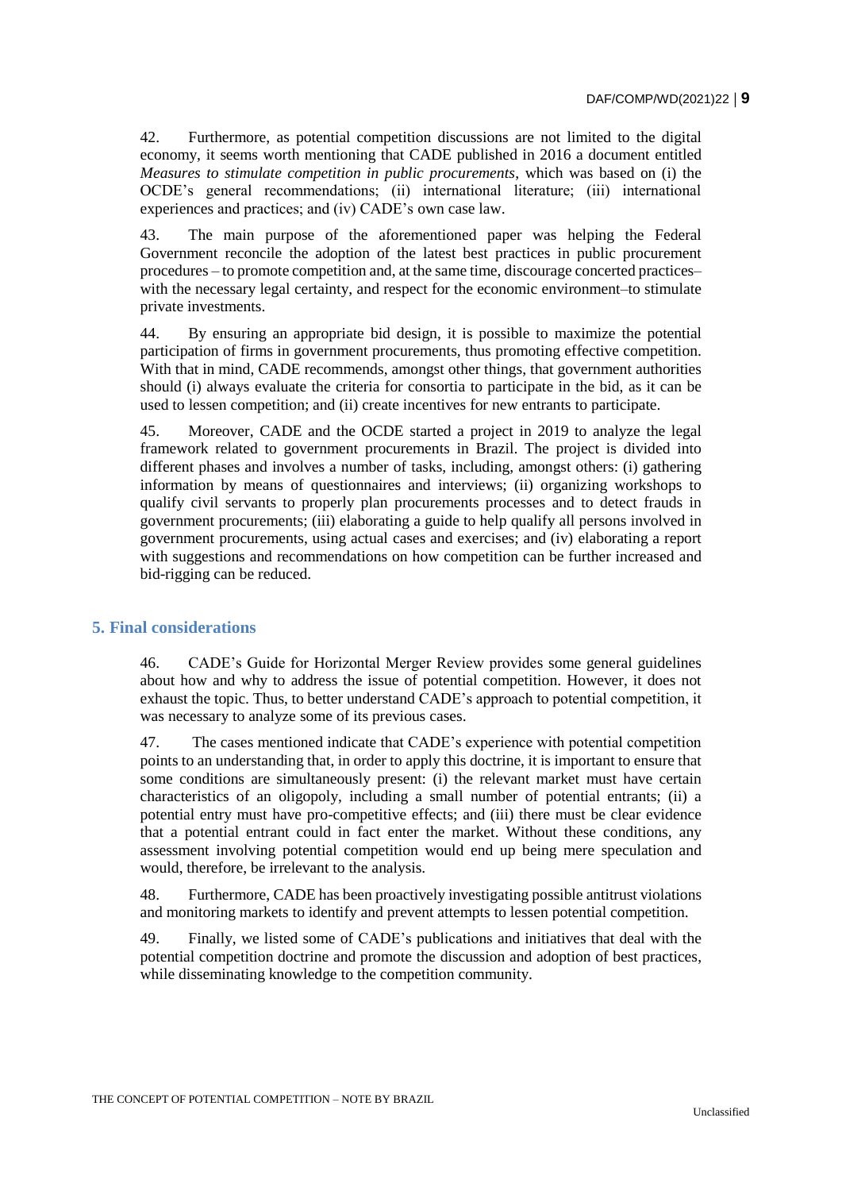42. Furthermore, as potential competition discussions are not limited to the digital economy, it seems worth mentioning that CADE published in 2016 a document entitled *Measures to stimulate competition in public procurements*, which was based on (i) the OCDE's general recommendations; (ii) international literature; (iii) international experiences and practices; and (iv) CADE's own case law.

43. The main purpose of the aforementioned paper was helping the Federal Government reconcile the adoption of the latest best practices in public procurement procedures – to promote competition and, at the same time, discourage concerted practices– with the necessary legal certainty, and respect for the economic environment–to stimulate private investments.

44. By ensuring an appropriate bid design, it is possible to maximize the potential participation of firms in government procurements, thus promoting effective competition. With that in mind, CADE recommends, amongst other things, that government authorities should (i) always evaluate the criteria for consortia to participate in the bid, as it can be used to lessen competition; and (ii) create incentives for new entrants to participate.

45. Moreover, CADE and the OCDE started a project in 2019 to analyze the legal framework related to government procurements in Brazil. The project is divided into different phases and involves a number of tasks, including, amongst others: (i) gathering information by means of questionnaires and interviews; (ii) organizing workshops to qualify civil servants to properly plan procurements processes and to detect frauds in government procurements; (iii) elaborating a guide to help qualify all persons involved in government procurements, using actual cases and exercises; and (iv) elaborating a report with suggestions and recommendations on how competition can be further increased and bid-rigging can be reduced.

## 5. Final considerations

46. CADE's Guide for Horizontal Merger Review provides some general guidelines about how and why to address the issue of potential competition. However, it does not exhaust the topic. Thus, to better understand CADE's approach to potential competition, it was necessary to analyze some of its previous cases.

47. The cases mentioned indicate that CADE's experience with potential competition points to an understanding that, in order to apply this doctrine, it is important to ensure that some conditions are simultaneously present: (i) the relevant market must have certain characteristics of an oligopoly, including a small number of potential entrants; (ii) a potential entry must have pro-competitive effects; and (iii) there must be clear evidence that a potential entrant could in fact enter the market. Without these conditions, any assessment involving potential competition would end up being mere speculation and would, therefore, be irrelevant to the analysis.

48. Furthermore, CADE has been proactively investigating possible antitrust violations and monitoring markets to identify and prevent attempts to lessen potential competition.

49. Finally, we listed some of CADE's publications and initiatives that deal with the potential competition doctrine and promote the discussion and adoption of best practices, while disseminating knowledge to the competition community.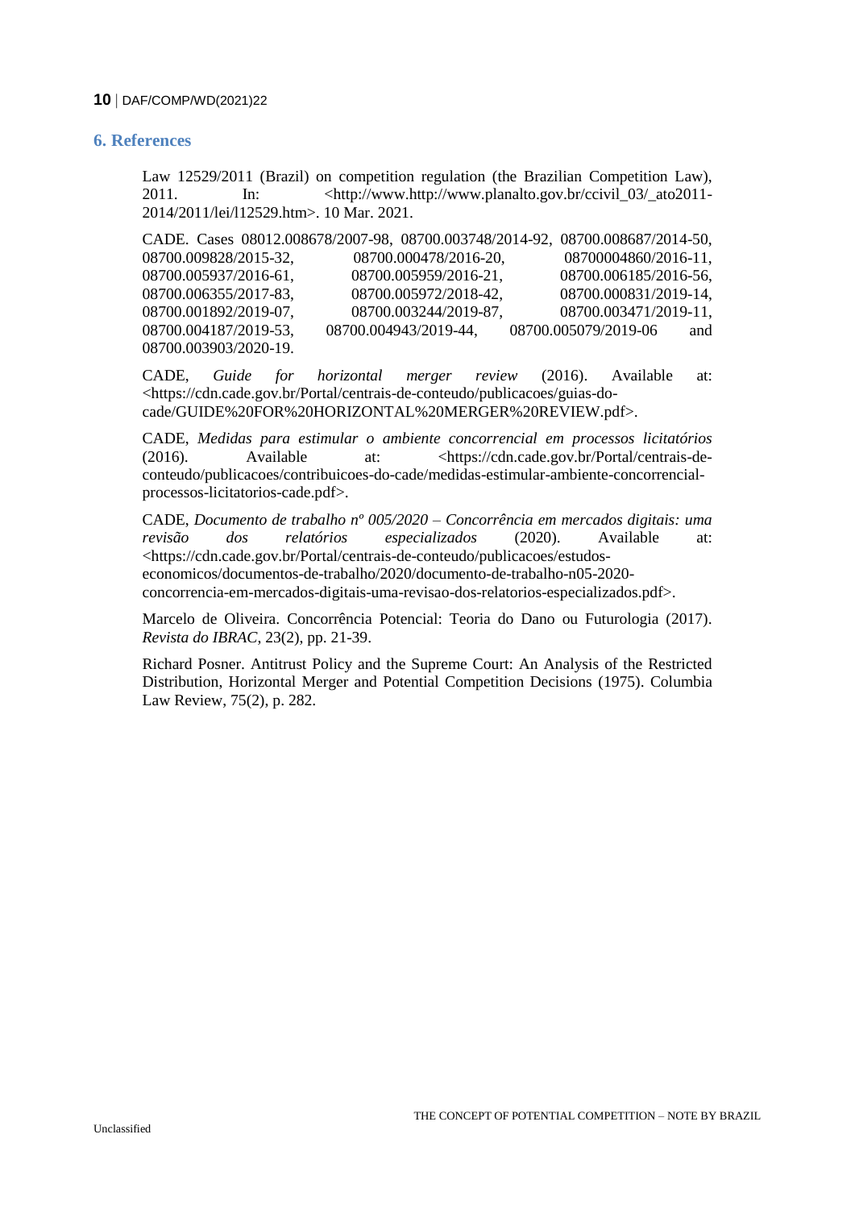## 6. References

Law 12529/2011 (Brazil) on competition regulation (the Brazilian Competition Law), 2011. In: <http://www.http://www.planalto.gov.br/ccivil_03/_ato2011-2014/2011/lei/l12529.htm>. 10 Mar. 2021.

CADE. Cases 08012.008678/2007-98, 08700.003748/2014-92, 08700.008687/2014-50, 08700.009828/2015-32, 08700.000478/2016-20, 08700004860/2016-11, 08700.005937/2016-61, 08700.005959/2016-21, 08700.006185/2016-56, 08700.006355/2017-83, 08700.005972/2018-42, 08700.000831/2019-14, 08700.001892/2019-07, 08700.003244/2019-87, 08700.003471/2019-11, 08700.004187/2019-53, 08700.004943/2019-44, 08700.005079/2019-06 and 08700.003903/2020-19.

CADE, *Guide for horizontal merger review* (2016). Available at: <https://cdn.cade.gov.br/Portal/centrais-de-conteudo/publicacoes/guias-do-cade/GUIDE%20FOR%20HORIZONTAL%20MERGER%20REVIEW.pdf>.

CADE, *Medidas para estimular o ambiente concorrencial em processos licitatórios* (2016). Available at: <https://cdn.cade.gov.br/Portal/centrais-de-conteudo/publicacoes/contribuicoes-do-cade/medidas-estimular-ambiente-concorrencial-processos-licitatorios-cade.pdf>.

CADE, *Documento de trabalho nº 005/2020 – Concorrência em mercados digitais: uma revisão dos relatórios especializados* (2020). Available at: <https://cdn.cade.gov.br/Portal/centrais-de-conteudo/publicacoes/estudos-economicos/documentos-de-trabalho/2020/documento-de-trabalho-n05-2020-concorrencia-em-mercados-digitais-uma-revisao-dos-relatorios-especializados.pdf>.

Marcelo de Oliveira. Concorrência Potencial: Teoria do Dano ou Futurologia (2017). *Revista do IBRAC*, 23(2), pp. 21-39.

Richard Posner. Antitrust Policy and the Supreme Court: An Analysis of the Restricted Distribution, Horizontal Merger and Potential Competition Decisions (1975). Columbia Law Review, 75(2), p. 282.